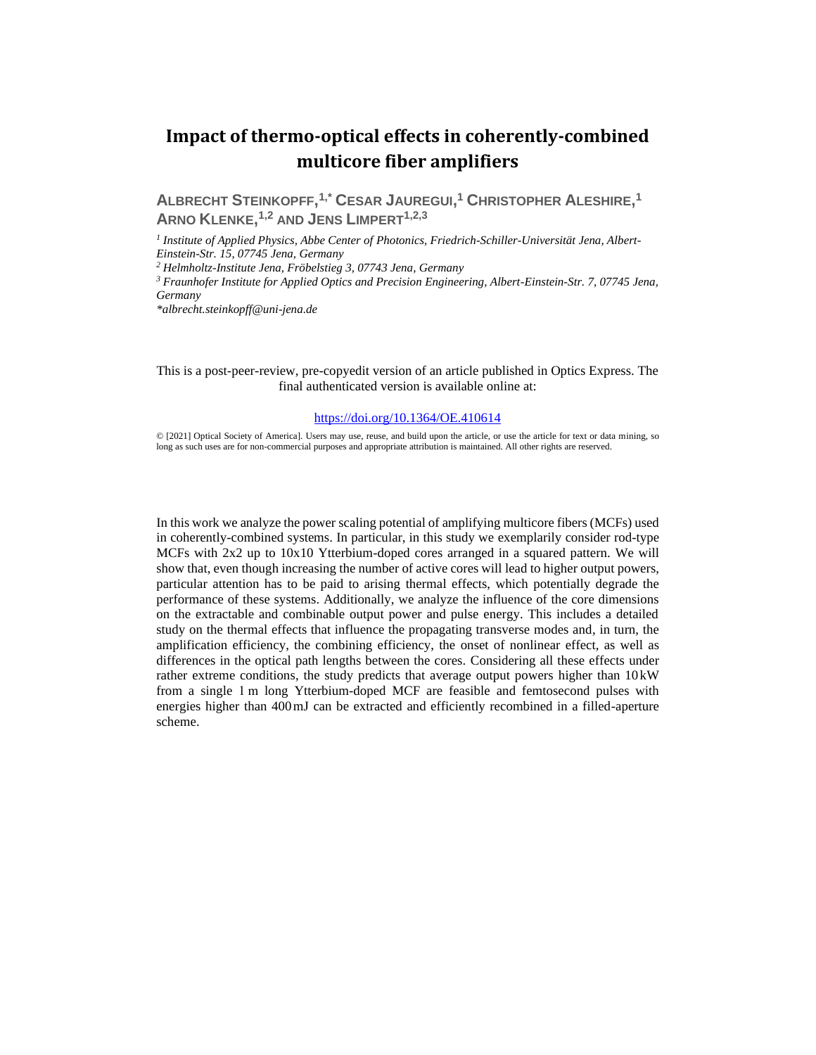# Impact of thermo-optical effects in coherently-combined multicore fiber amplifiers

**ALBRECHT STEINKOPFF,[1,*] CESAR JAUREGUI,[1] CHRISTOPHER ALESHIRE,[1] ARNO KLENKE,[1,2] AND JENS LIMPERT[1,2,3]**

*[1] Institute of Applied Physics, Abbe Center of Photonics, Friedrich-Schiller-Universität Jena, Albert-Einstein-Str. 15, 07745 Jena, Germany*
*[2] Helmholtz-Institute Jena, Fröbelstieg 3, 07743 Jena, Germany*
*[3] Fraunhofer Institute for Applied Optics and Precision Engineering, Albert-Einstein-Str. 7, 07745 Jena, Germany*
*\*albrecht.steinkopff@uni-jena.de*

This is a post-peer-review, pre-copyedit version of an article published in Optics Express. The final authenticated version is available online at:

https://doi.org/10.1364/OE.410614

© [2021] Optical Society of America]. Users may use, reuse, and build upon the article, or use the article for text or data mining, so long as such uses are for non-commercial purposes and appropriate attribution is maintained. All other rights are reserved.

In this work we analyze the power scaling potential of amplifying multicore fibers (MCFs) used in coherently-combined systems. In particular, in this study we exemplarily consider rod-type MCFs with 2x2 up to 10x10 Ytterbium-doped cores arranged in a squared pattern. We will show that, even though increasing the number of active cores will lead to higher output powers, particular attention has to be paid to arising thermal effects, which potentially degrade the performance of these systems. Additionally, we analyze the influence of the core dimensions on the extractable and combinable output power and pulse energy. This includes a detailed study on the thermal effects that influence the propagating transverse modes and, in turn, the amplification efficiency, the combining efficiency, the onset of nonlinear effect, as well as differences in the optical path lengths between the cores. Considering all these effects under rather extreme conditions, the study predicts that average output powers higher than 10 kW from a single 1 m long Ytterbium-doped MCF are feasible and femtosecond pulses with energies higher than 400 mJ can be extracted and efficiently recombined in a filled-aperture scheme.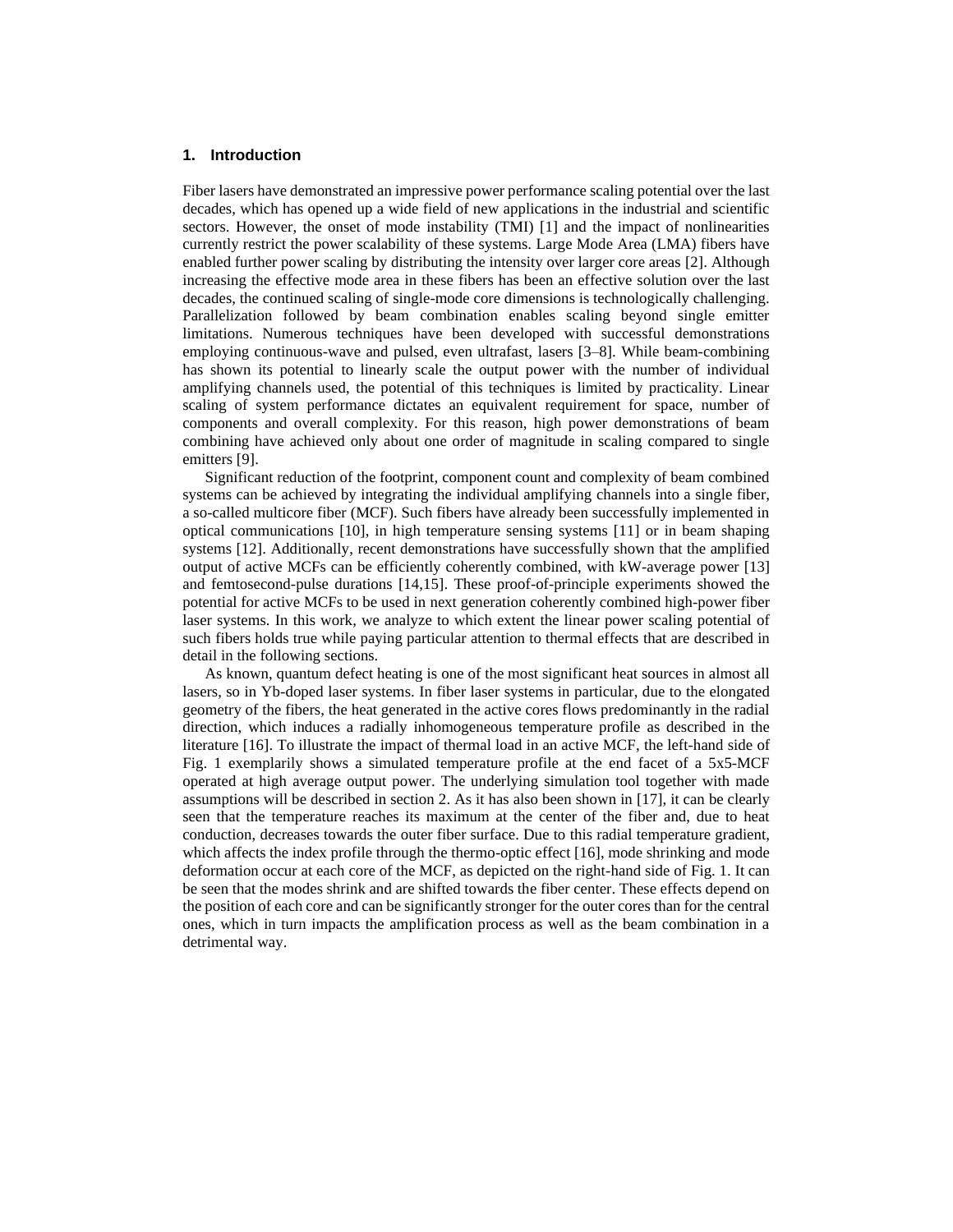## 1. Introduction

Fiber lasers have demonstrated an impressive power performance scaling potential over the last decades, which has opened up a wide field of new applications in the industrial and scientific sectors. However, the onset of mode instability (TMI) [1] and the impact of nonlinearities currently restrict the power scalability of these systems. Large Mode Area (LMA) fibers have enabled further power scaling by distributing the intensity over larger core areas [2]. Although increasing the effective mode area in these fibers has been an effective solution over the last decades, the continued scaling of single-mode core dimensions is technologically challenging. Parallelization followed by beam combination enables scaling beyond single emitter limitations. Numerous techniques have been developed with successful demonstrations employing continuous-wave and pulsed, even ultrafast, lasers [3–8]. While beam-combining has shown its potential to linearly scale the output power with the number of individual amplifying channels used, the potential of this techniques is limited by practicality. Linear scaling of system performance dictates an equivalent requirement for space, number of components and overall complexity. For this reason, high power demonstrations of beam combining have achieved only about one order of magnitude in scaling compared to single emitters [9].

Significant reduction of the footprint, component count and complexity of beam combined systems can be achieved by integrating the individual amplifying channels into a single fiber, a so-called multicore fiber (MCF). Such fibers have already been successfully implemented in optical communications [10], in high temperature sensing systems [11] or in beam shaping systems [12]. Additionally, recent demonstrations have successfully shown that the amplified output of active MCFs can be efficiently coherently combined, with kW-average power [13] and femtosecond-pulse durations [14,15]. These proof-of-principle experiments showed the potential for active MCFs to be used in next generation coherently combined high-power fiber laser systems. In this work, we analyze to which extent the linear power scaling potential of such fibers holds true while paying particular attention to thermal effects that are described in detail in the following sections.

As known, quantum defect heating is one of the most significant heat sources in almost all lasers, so in Yb-doped laser systems. In fiber laser systems in particular, due to the elongated geometry of the fibers, the heat generated in the active cores flows predominantly in the radial direction, which induces a radially inhomogeneous temperature profile as described in the literature [16]. To illustrate the impact of thermal load in an active MCF, the left-hand side of Fig. 1 exemplarily shows a simulated temperature profile at the end facet of a 5x5-MCF operated at high average output power. The underlying simulation tool together with made assumptions will be described in section 2. As it has also been shown in [17], it can be clearly seen that the temperature reaches its maximum at the center of the fiber and, due to heat conduction, decreases towards the outer fiber surface. Due to this radial temperature gradient, which affects the index profile through the thermo-optic effect [16], mode shrinking and mode deformation occur at each core of the MCF, as depicted on the right-hand side of Fig. 1. It can be seen that the modes shrink and are shifted towards the fiber center. These effects depend on the position of each core and can be significantly stronger for the outer cores than for the central ones, which in turn impacts the amplification process as well as the beam combination in a detrimental way.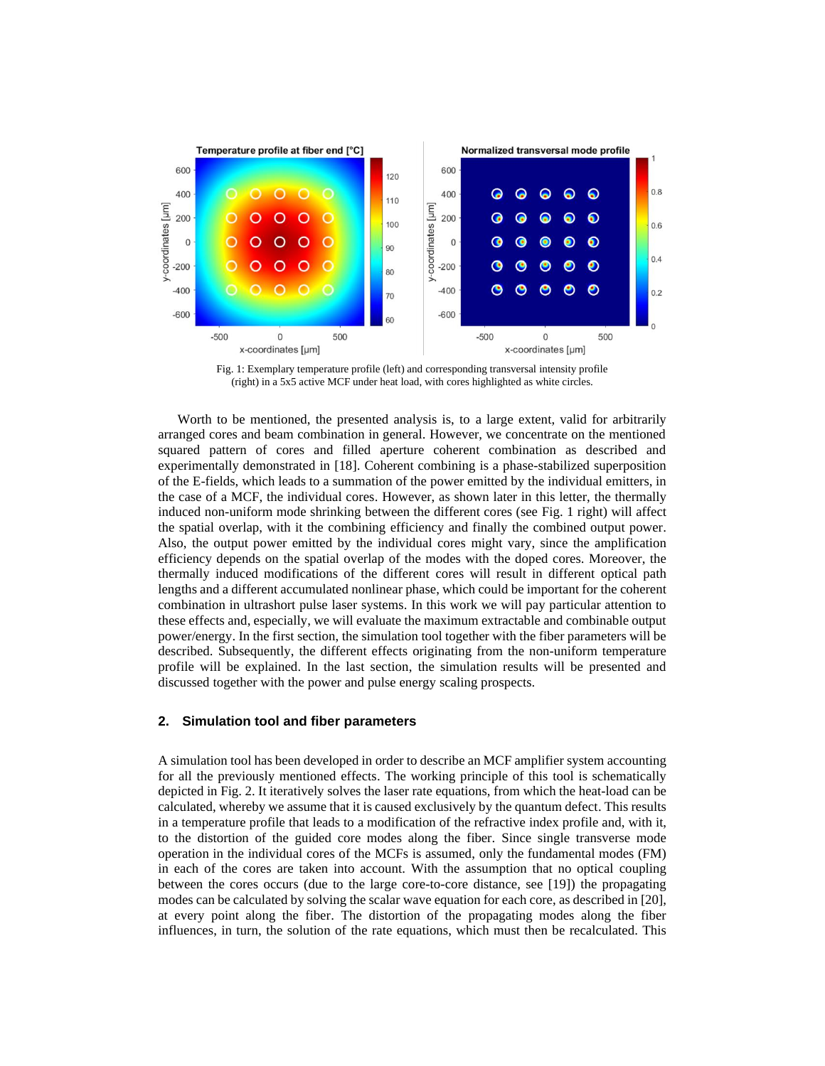Fig. 1: Exemplary temperature profile (left) and corresponding transversal intensity profile (right) in a 5x5 active MCF under heat load, with cores highlighted as white circles.

Worth to be mentioned, the presented analysis is, to a large extent, valid for arbitrarily arranged cores and beam combination in general. However, we concentrate on the mentioned squared pattern of cores and filled aperture coherent combination as described and experimentally demonstrated in [18]. Coherent combining is a phase-stabilized superposition of the E-fields, which leads to a summation of the power emitted by the individual emitters, in the case of a MCF, the individual cores. However, as shown later in this letter, the thermally induced non-uniform mode shrinking between the different cores (see Fig. 1 right) will affect the spatial overlap, with it the combining efficiency and finally the combined output power. Also, the output power emitted by the individual cores might vary, since the amplification efficiency depends on the spatial overlap of the modes with the doped cores. Moreover, the thermally induced modifications of the different cores will result in different optical path lengths and a different accumulated nonlinear phase, which could be important for the coherent combination in ultrashort pulse laser systems. In this work we will pay particular attention to these effects and, especially, we will evaluate the maximum extractable and combinable output power/energy. In the first section, the simulation tool together with the fiber parameters will be described. Subsequently, the different effects originating from the non-uniform temperature profile will be explained. In the last section, the simulation results will be presented and discussed together with the power and pulse energy scaling prospects.

## 2. Simulation tool and fiber parameters

A simulation tool has been developed in order to describe an MCF amplifier system accounting for all the previously mentioned effects. The working principle of this tool is schematically depicted in Fig. 2. It iteratively solves the laser rate equations, from which the heat-load can be calculated, whereby we assume that it is caused exclusively by the quantum defect. This results in a temperature profile that leads to a modification of the refractive index profile and, with it, to the distortion of the guided core modes along the fiber. Since single transverse mode operation in the individual cores of the MCFs is assumed, only the fundamental modes (FM) in each of the cores are taken into account. With the assumption that no optical coupling between the cores occurs (due to the large core-to-core distance, see [19]) the propagating modes can be calculated by solving the scalar wave equation for each core, as described in [20], at every point along the fiber. The distortion of the propagating modes along the fiber influences, in turn, the solution of the rate equations, which must then be recalculated. This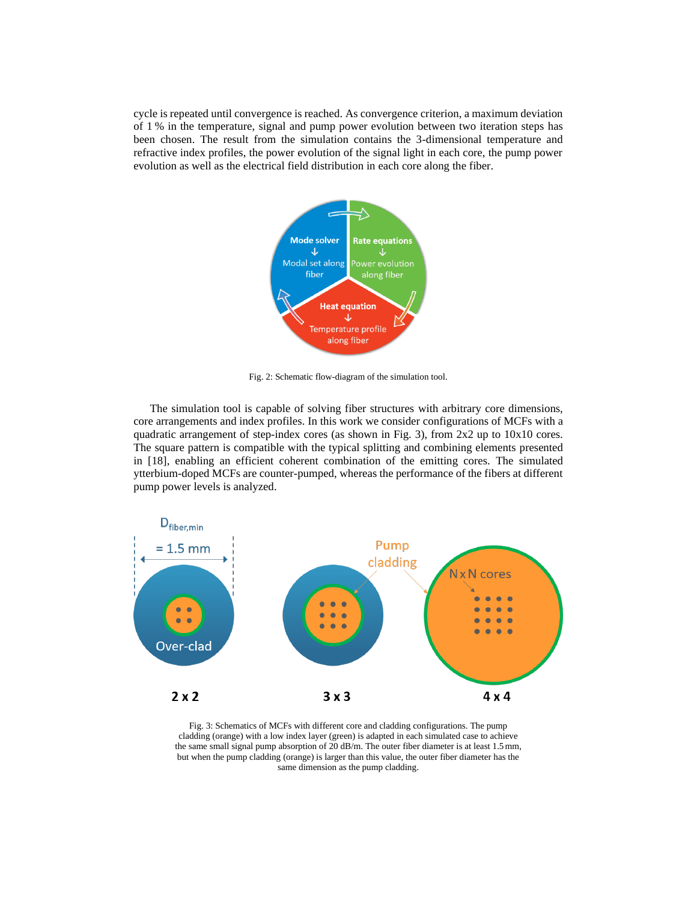cycle is repeated until convergence is reached. As convergence criterion, a maximum deviation of 1 % in the temperature, signal and pump power evolution between two iteration steps has been chosen. The result from the simulation contains the 3-dimensional temperature and refractive index profiles, the power evolution of the signal light in each core, the pump power evolution as well as the electrical field distribution in each core along the fiber.

Fig. 2: Schematic flow-diagram of the simulation tool.

The simulation tool is capable of solving fiber structures with arbitrary core dimensions, core arrangements and index profiles. In this work we consider configurations of MCFs with a quadratic arrangement of step-index cores (as shown in Fig. 3), from 2x2 up to 10x10 cores. The square pattern is compatible with the typical splitting and combining elements presented in [18], enabling an efficient coherent combination of the emitting cores. The simulated ytterbium-doped MCFs are counter-pumped, whereas the performance of the fibers at different pump power levels is analyzed.

Fig. 3: Schematics of MCFs with different core and cladding configurations. The pump cladding (orange) with a low index layer (green) is adapted in each simulated case to achieve the same small signal pump absorption of 20 dB/m. The outer fiber diameter is at least 1.5 mm, but when the pump cladding (orange) is larger than this value, the outer fiber diameter has the same dimension as the pump cladding.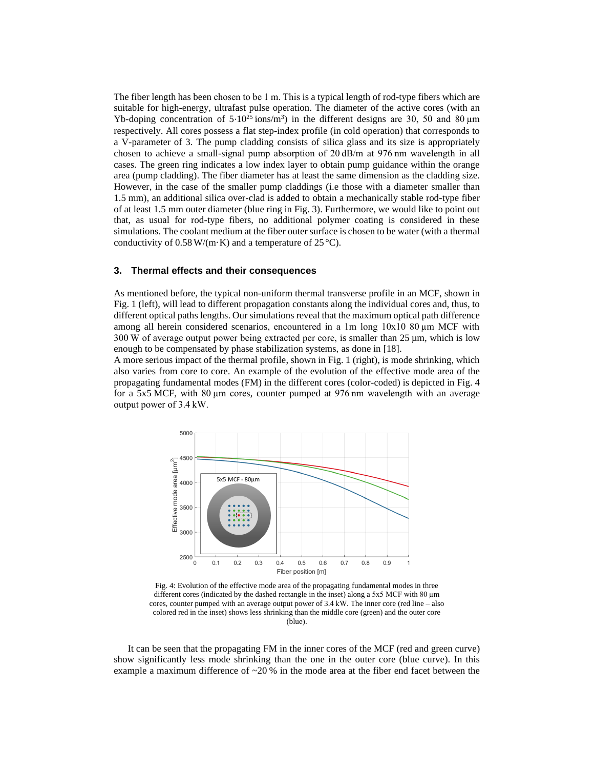The fiber length has been chosen to be 1 m. This is a typical length of rod-type fibers which are suitable for high-energy, ultrafast pulse operation. The diameter of the active cores (with an Yb-doping concentration of $5{\cdot}10^{25}$ ions/m$^3$) in the different designs are 30, 50 and 80 µm respectively. All cores possess a flat step-index profile (in cold operation) that corresponds to a V-parameter of 3. The pump cladding consists of silica glass and its size is appropriately chosen to achieve a small-signal pump absorption of 20 dB/m at 976 nm wavelength in all cases. The green ring indicates a low index layer to obtain pump guidance within the orange area (pump cladding). The fiber diameter has at least the same dimension as the cladding size. However, in the case of the smaller pump claddings (i.e those with a diameter smaller than 1.5 mm), an additional silica over-clad is added to obtain a mechanically stable rod-type fiber of at least 1.5 mm outer diameter (blue ring in Fig. 3). Furthermore, we would like to point out that, as usual for rod-type fibers, no additional polymer coating is considered in these simulations. The coolant medium at the fiber outer surface is chosen to be water (with a thermal conductivity of 0.58 W/(m·K) and a temperature of 25 °C).

## 3. Thermal effects and their consequences

As mentioned before, the typical non-uniform thermal transverse profile in an MCF, shown in Fig. 1 (left), will lead to different propagation constants along the individual cores and, thus, to different optical paths lengths. Our simulations reveal that the maximum optical path difference among all herein considered scenarios, encountered in a 1m long 10x10 80 µm MCF with 300 W of average output power being extracted per core, is smaller than 25 µm, which is low enough to be compensated by phase stabilization systems, as done in [18].

A more serious impact of the thermal profile, shown in Fig. 1 (right), is mode shrinking, which also varies from core to core. An example of the evolution of the effective mode area of the propagating fundamental modes (FM) in the different cores (color-coded) is depicted in Fig. 4 for a 5x5 MCF, with 80 µm cores, counter pumped at 976 nm wavelength with an average output power of 3.4 kW.

Fig. 4: Evolution of the effective mode area of the propagating fundamental modes in three different cores (indicated by the dashed rectangle in the inset) along a 5x5 MCF with 80 µm cores, counter pumped with an average output power of 3.4 kW. The inner core (red line – also colored red in the inset) shows less shrinking than the middle core (green) and the outer core (blue).

It can be seen that the propagating FM in the inner cores of the MCF (red and green curve) show significantly less mode shrinking than the one in the outer core (blue curve). In this example a maximum difference of ~20 % in the mode area at the fiber end facet between the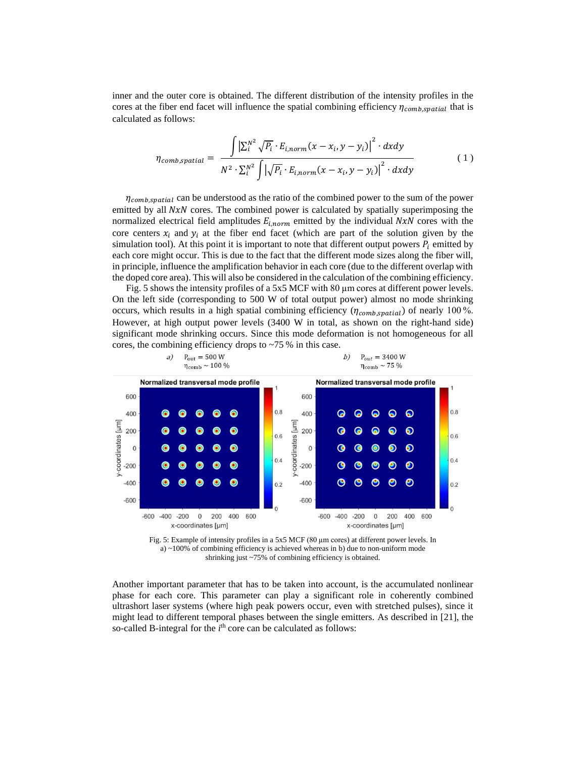inner and the outer core is obtained. The different distribution of the intensity profiles in the cores at the fiber end facet will influence the spatial combining efficiency $\eta_{comb,spatial}$ that is calculated as follows:

$$\eta_{comb,spatial} = \frac{\int \left|\sum_i^{N^2} \sqrt{P_i} \cdot E_{i,norm}(x - x_i, y - y_i)\right|^2 \cdot dxdy}{N^2 \cdot \sum_i^{N^2} \int \left|\sqrt{P_i} \cdot E_{i,norm}(x - x_i, y - y_i)\right|^2 \cdot dxdy} \tag{1}$$

$\eta_{comb,spatial}$ can be understood as the ratio of the combined power to the sum of the power emitted by all $NxN$ cores. The combined power is calculated by spatially superimposing the normalized electrical field amplitudes $E_{i,norm}$ emitted by the individual $NxN$ cores with the core centers $x_i$ and $y_i$ at the fiber end facet (which are part of the solution given by the simulation tool). At this point it is important to note that different output powers $P_i$ emitted by each core might occur. This is due to the fact that the different mode sizes along the fiber will, in principle, influence the amplification behavior in each core (due to the different overlap with the doped core area). This will also be considered in the calculation of the combining efficiency.

Fig. 5 shows the intensity profiles of a 5x5 MCF with 80 µm cores at different power levels. On the left side (corresponding to 500 W of total output power) almost no mode shrinking occurs, which results in a high spatial combining efficiency ($\eta_{comb,spatial}$) of nearly 100 %. However, at high output power levels (3400 W in total, as shown on the right-hand side) significant mode shrinking occurs. Since this mode deformation is not homogeneous for all cores, the combining efficiency drops to ~75 % in this case.

Fig. 5: Example of intensity profiles in a 5x5 MCF (80 µm cores) at different power levels. In a) ~100% of combining efficiency is achieved whereas in b) due to non-uniform mode shrinking just ~75% of combining efficiency is obtained.

Another important parameter that has to be taken into account, is the accumulated nonlinear phase for each core. This parameter can play a significant role in coherently combined ultrashort laser systems (where high peak powers occur, even with stretched pulses), since it might lead to different temporal phases between the single emitters. As described in [21], the so-called B-integral for the $i^{th}$ core can be calculated as follows: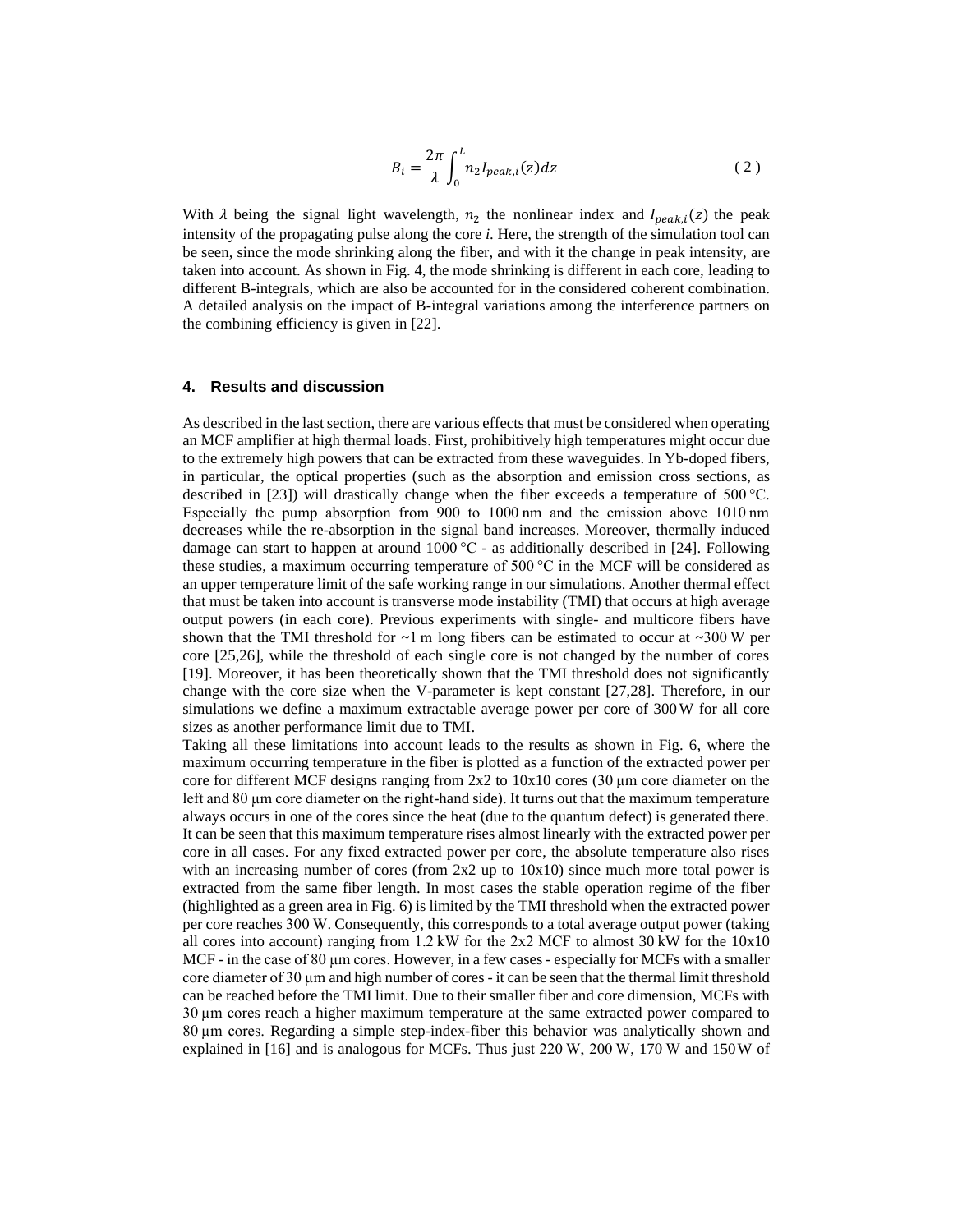$$B_i = \frac{2\pi}{\lambda} \int_0^L n_2 I_{peak,i}(z) dz \qquad (2)$$

With $\lambda$ being the signal light wavelength, $n_2$ the nonlinear index and $I_{peak,i}(z)$ the peak intensity of the propagating pulse along the core *i*. Here, the strength of the simulation tool can be seen, since the mode shrinking along the fiber, and with it the change in peak intensity, are taken into account. As shown in Fig. 4, the mode shrinking is different in each core, leading to different B-integrals, which are also be accounted for in the considered coherent combination. A detailed analysis on the impact of B-integral variations among the interference partners on the combining efficiency is given in [22].

## 4. Results and discussion

As described in the last section, there are various effects that must be considered when operating an MCF amplifier at high thermal loads. First, prohibitively high temperatures might occur due to the extremely high powers that can be extracted from these waveguides. In Yb-doped fibers, in particular, the optical properties (such as the absorption and emission cross sections, as described in [23]) will drastically change when the fiber exceeds a temperature of 500 °C. Especially the pump absorption from 900 to 1000 nm and the emission above 1010 nm decreases while the re-absorption in the signal band increases. Moreover, thermally induced damage can start to happen at around 1000 °C - as additionally described in [24]. Following these studies, a maximum occurring temperature of 500 °C in the MCF will be considered as an upper temperature limit of the safe working range in our simulations. Another thermal effect that must be taken into account is transverse mode instability (TMI) that occurs at high average output powers (in each core). Previous experiments with single- and multicore fibers have shown that the TMI threshold for ~1 m long fibers can be estimated to occur at ~300 W per core [25,26], while the threshold of each single core is not changed by the number of cores [19]. Moreover, it has been theoretically shown that the TMI threshold does not significantly change with the core size when the V-parameter is kept constant [27,28]. Therefore, in our simulations we define a maximum extractable average power per core of 300 W for all core sizes as another performance limit due to TMI.
Taking all these limitations into account leads to the results as shown in Fig. 6, where the maximum occurring temperature in the fiber is plotted as a function of the extracted power per core for different MCF designs ranging from 2x2 to 10x10 cores (30 μm core diameter on the left and 80 μm core diameter on the right-hand side). It turns out that the maximum temperature always occurs in one of the cores since the heat (due to the quantum defect) is generated there. It can be seen that this maximum temperature rises almost linearly with the extracted power per core in all cases. For any fixed extracted power per core, the absolute temperature also rises with an increasing number of cores (from 2x2 up to 10x10) since much more total power is extracted from the same fiber length. In most cases the stable operation regime of the fiber (highlighted as a green area in Fig. 6) is limited by the TMI threshold when the extracted power per core reaches 300 W. Consequently, this corresponds to a total average output power (taking all cores into account) ranging from 1.2 kW for the 2x2 MCF to almost 30 kW for the 10x10 MCF - in the case of 80 μm cores. However, in a few cases - especially for MCFs with a smaller core diameter of 30 μm and high number of cores - it can be seen that the thermal limit threshold can be reached before the TMI limit. Due to their smaller fiber and core dimension, MCFs with 30 μm cores reach a higher maximum temperature at the same extracted power compared to 80 μm cores. Regarding a simple step-index-fiber this behavior was analytically shown and explained in [16] and is analogous for MCFs. Thus just 220 W, 200 W, 170 W and 150 W of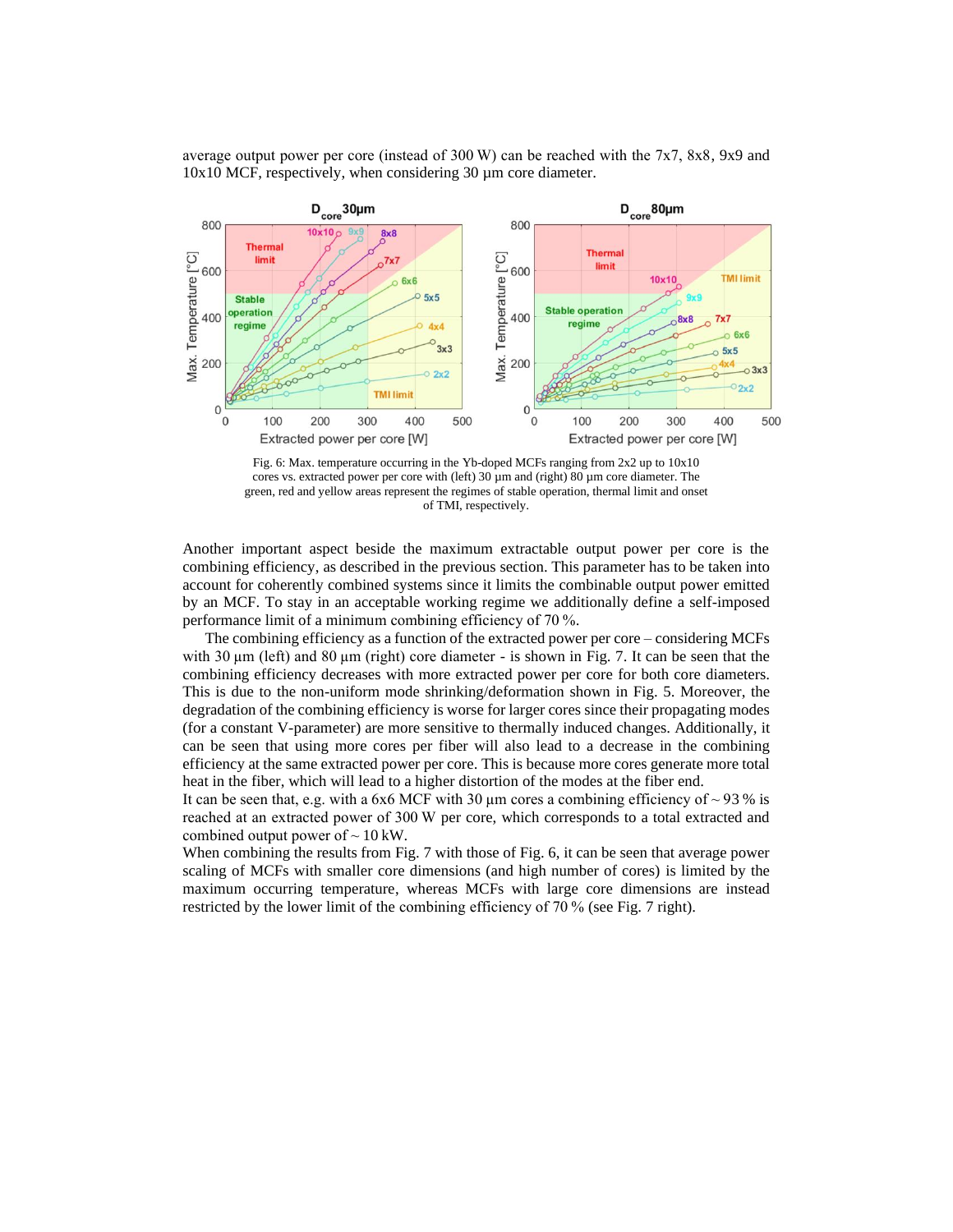average output power per core (instead of 300 W) can be reached with the 7x7, 8x8, 9x9 and 10x10 MCF, respectively, when considering 30 µm core diameter.

Fig. 6: Max. temperature occurring in the Yb-doped MCFs ranging from 2x2 up to 10x10 cores vs. extracted power per core with (left) 30 µm and (right) 80 µm core diameter. The green, red and yellow areas represent the regimes of stable operation, thermal limit and onset of TMI, respectively.

Another important aspect beside the maximum extractable output power per core is the combining efficiency, as described in the previous section. This parameter has to be taken into account for coherently combined systems since it limits the combinable output power emitted by an MCF. To stay in an acceptable working regime we additionally define a self-imposed performance limit of a minimum combining efficiency of 70 %.

The combining efficiency as a function of the extracted power per core – considering MCFs with 30 µm (left) and 80 µm (right) core diameter - is shown in Fig. 7. It can be seen that the combining efficiency decreases with more extracted power per core for both core diameters. This is due to the non-uniform mode shrinking/deformation shown in Fig. 5. Moreover, the degradation of the combining efficiency is worse for larger cores since their propagating modes (for a constant V-parameter) are more sensitive to thermally induced changes. Additionally, it can be seen that using more cores per fiber will also lead to a decrease in the combining efficiency at the same extracted power per core. This is because more cores generate more total heat in the fiber, which will lead to a higher distortion of the modes at the fiber end.

It can be seen that, e.g. with a 6x6 MCF with 30 µm cores a combining efficiency of ~ 93 % is reached at an extracted power of 300 W per core, which corresponds to a total extracted and combined output power of ~ 10 kW.

When combining the results from Fig. 7 with those of Fig. 6, it can be seen that average power scaling of MCFs with smaller core dimensions (and high number of cores) is limited by the maximum occurring temperature, whereas MCFs with large core dimensions are instead restricted by the lower limit of the combining efficiency of 70 % (see Fig. 7 right).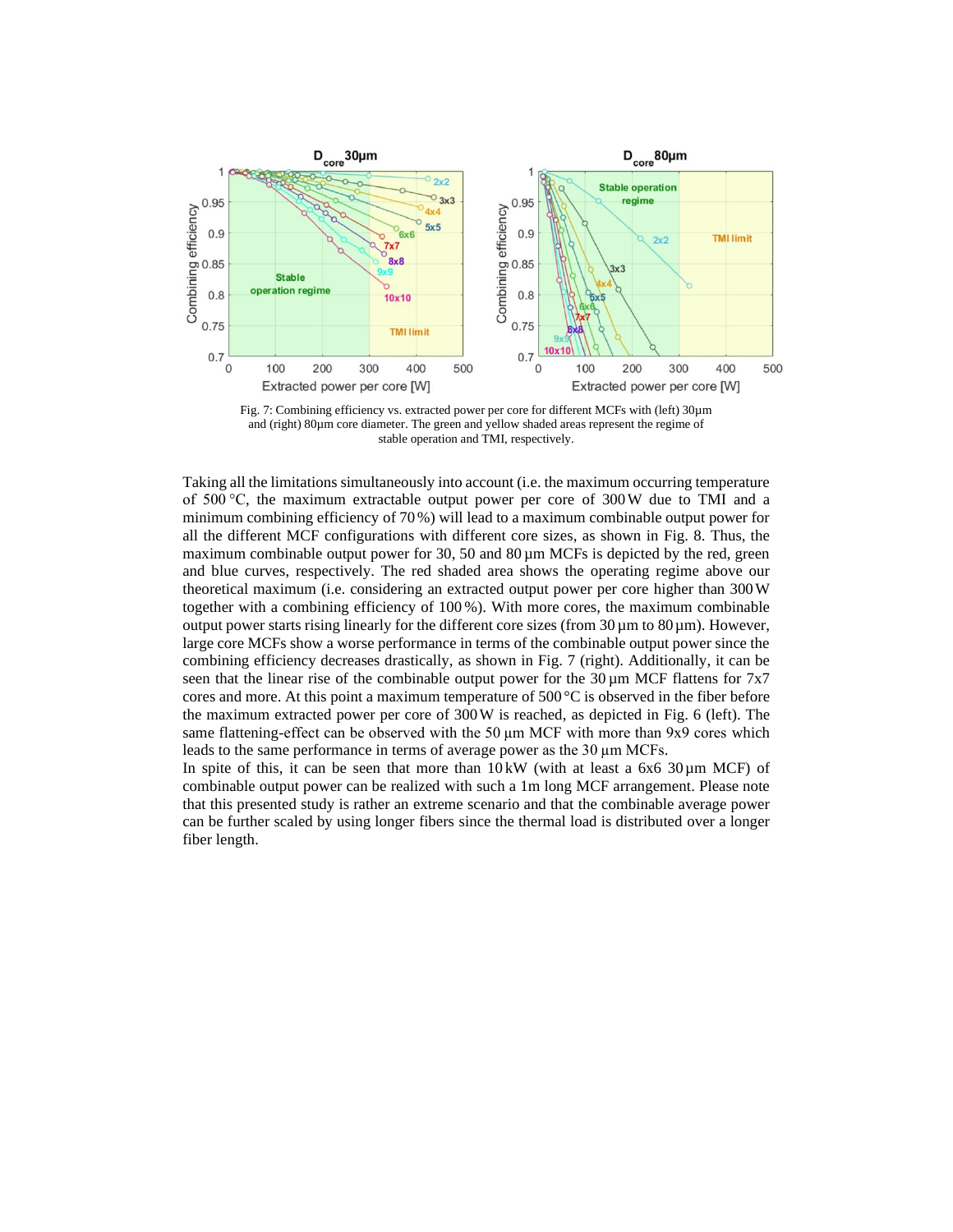Fig. 7: Combining efficiency vs. extracted power per core for different MCFs with (left) 30µm and (right) 80µm core diameter. The green and yellow shaded areas represent the regime of stable operation and TMI, respectively.

Taking all the limitations simultaneously into account (i.e. the maximum occurring temperature of 500 °C, the maximum extractable output power per core of 300 W due to TMI and a minimum combining efficiency of 70 %) will lead to a maximum combinable output power for all the different MCF configurations with different core sizes, as shown in Fig. 8. Thus, the maximum combinable output power for 30, 50 and 80 µm MCFs is depicted by the red, green and blue curves, respectively. The red shaded area shows the operating regime above our theoretical maximum (i.e. considering an extracted output power per core higher than 300 W together with a combining efficiency of 100 %). With more cores, the maximum combinable output power starts rising linearly for the different core sizes (from 30 µm to 80 µm). However, large core MCFs show a worse performance in terms of the combinable output power since the combining efficiency decreases drastically, as shown in Fig. 7 (right). Additionally, it can be seen that the linear rise of the combinable output power for the 30 µm MCF flattens for 7x7 cores and more. At this point a maximum temperature of 500 °C is observed in the fiber before the maximum extracted power per core of 300 W is reached, as depicted in Fig. 6 (left). The same flattening-effect can be observed with the 50 µm MCF with more than 9x9 cores which leads to the same performance in terms of average power as the 30 µm MCFs.

In spite of this, it can be seen that more than 10 kW (with at least a 6x6 30 µm MCF) of combinable output power can be realized with such a 1m long MCF arrangement. Please note that this presented study is rather an extreme scenario and that the combinable average power can be further scaled by using longer fibers since the thermal load is distributed over a longer fiber length.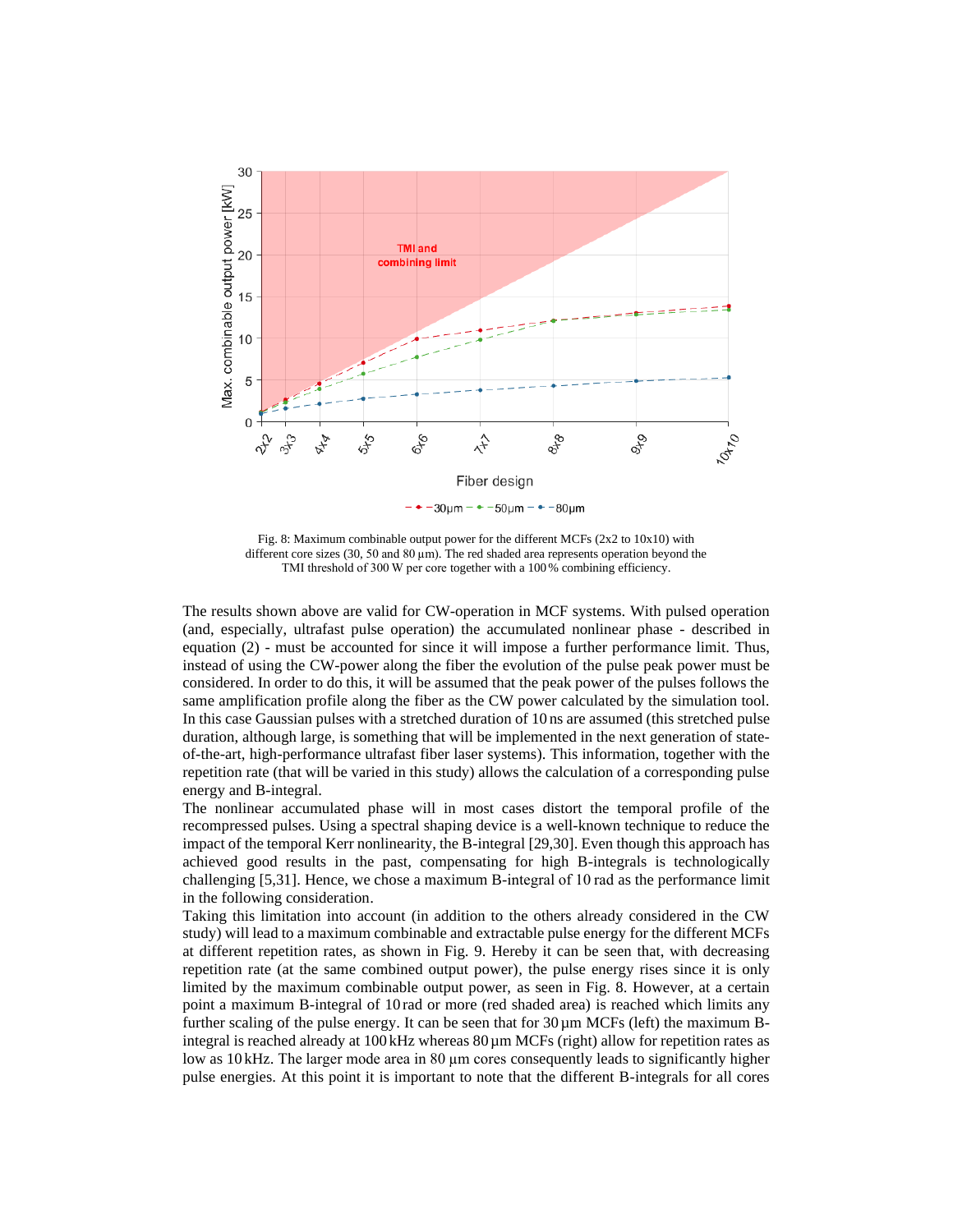Fig. 8: Maximum combinable output power for the different MCFs (2x2 to 10x10) with different core sizes (30, 50 and 80 µm). The red shaded area represents operation beyond the TMI threshold of 300 W per core together with a 100 % combining efficiency.

The results shown above are valid for CW-operation in MCF systems. With pulsed operation (and, especially, ultrafast pulse operation) the accumulated nonlinear phase - described in equation (2) - must be accounted for since it will impose a further performance limit. Thus, instead of using the CW-power along the fiber the evolution of the pulse peak power must be considered. In order to do this, it will be assumed that the peak power of the pulses follows the same amplification profile along the fiber as the CW power calculated by the simulation tool. In this case Gaussian pulses with a stretched duration of 10 ns are assumed (this stretched pulse duration, although large, is something that will be implemented in the next generation of state-of-the-art, high-performance ultrafast fiber laser systems). This information, together with the repetition rate (that will be varied in this study) allows the calculation of a corresponding pulse energy and B-integral.

The nonlinear accumulated phase will in most cases distort the temporal profile of the recompressed pulses. Using a spectral shaping device is a well-known technique to reduce the impact of the temporal Kerr nonlinearity, the B-integral [29,30]. Even though this approach has achieved good results in the past, compensating for high B-integrals is technologically challenging [5,31]. Hence, we chose a maximum B-integral of 10 rad as the performance limit in the following consideration.

Taking this limitation into account (in addition to the others already considered in the CW study) will lead to a maximum combinable and extractable pulse energy for the different MCFs at different repetition rates, as shown in Fig. 9. Hereby it can be seen that, with decreasing repetition rate (at the same combined output power), the pulse energy rises since it is only limited by the maximum combinable output power, as seen in Fig. 8. However, at a certain point a maximum B-integral of 10 rad or more (red shaded area) is reached which limits any further scaling of the pulse energy. It can be seen that for 30 µm MCFs (left) the maximum B-integral is reached already at 100 kHz whereas 80 µm MCFs (right) allow for repetition rates as low as 10 kHz. The larger mode area in 80 µm cores consequently leads to significantly higher pulse energies. At this point it is important to note that the different B-integrals for all cores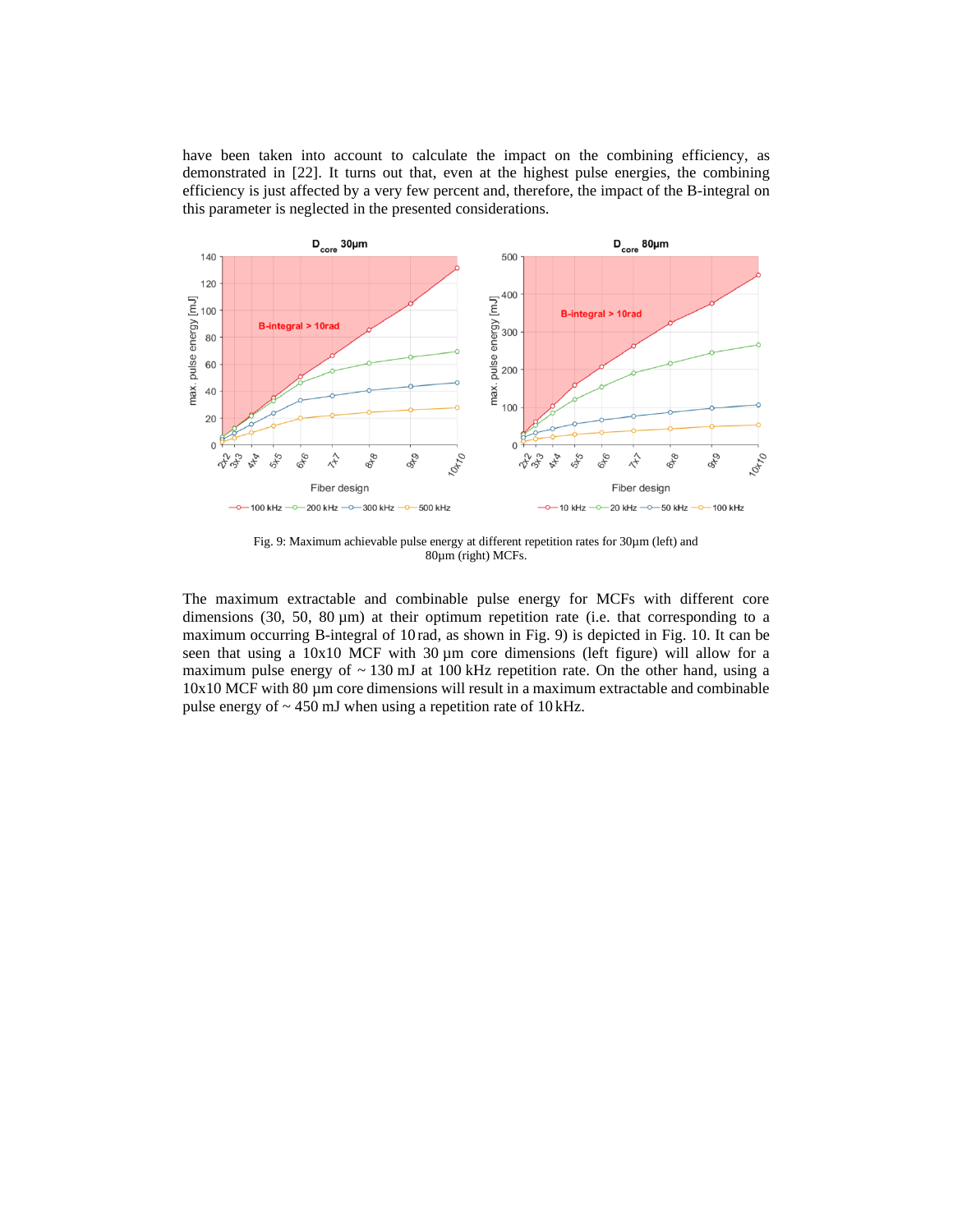have been taken into account to calculate the impact on the combining efficiency, as demonstrated in [22]. It turns out that, even at the highest pulse energies, the combining efficiency is just affected by a very few percent and, therefore, the impact of the B-integral on this parameter is neglected in the presented considerations.

Fig. 9: Maximum achievable pulse energy at different repetition rates for 30µm (left) and 80µm (right) MCFs.

The maximum extractable and combinable pulse energy for MCFs with different core dimensions (30, 50, 80 µm) at their optimum repetition rate (i.e. that corresponding to a maximum occurring B-integral of 10 rad, as shown in Fig. 9) is depicted in Fig. 10. It can be seen that using a 10x10 MCF with 30 µm core dimensions (left figure) will allow for a maximum pulse energy of ~ 130 mJ at 100 kHz repetition rate. On the other hand, using a 10x10 MCF with 80 µm core dimensions will result in a maximum extractable and combinable pulse energy of ~ 450 mJ when using a repetition rate of 10 kHz.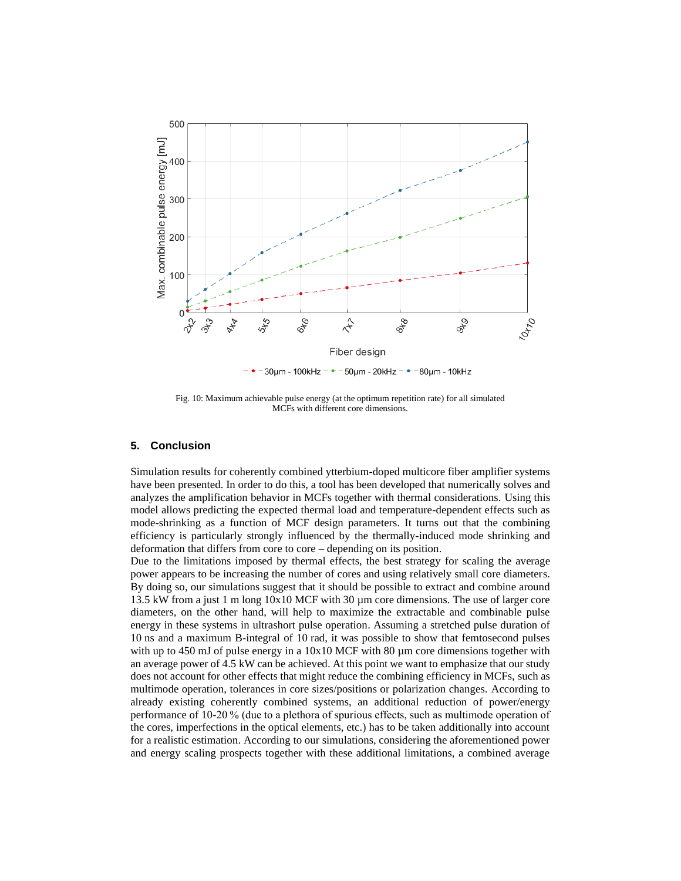Fig. 10: Maximum achievable pulse energy (at the optimum repetition rate) for all simulated MCFs with different core dimensions.

## 5. Conclusion

Simulation results for coherently combined ytterbium-doped multicore fiber amplifier systems have been presented. In order to do this, a tool has been developed that numerically solves and analyzes the amplification behavior in MCFs together with thermal considerations. Using this model allows predicting the expected thermal load and temperature-dependent effects such as mode-shrinking as a function of MCF design parameters. It turns out that the combining efficiency is particularly strongly influenced by the thermally-induced mode shrinking and deformation that differs from core to core – depending on its position.

Due to the limitations imposed by thermal effects, the best strategy for scaling the average power appears to be increasing the number of cores and using relatively small core diameters. By doing so, our simulations suggest that it should be possible to extract and combine around 13.5 kW from a just 1 m long 10x10 MCF with 30 µm core dimensions. The use of larger core diameters, on the other hand, will help to maximize the extractable and combinable pulse energy in these systems in ultrashort pulse operation. Assuming a stretched pulse duration of 10 ns and a maximum B-integral of 10 rad, it was possible to show that femtosecond pulses with up to 450 mJ of pulse energy in a 10x10 MCF with 80 µm core dimensions together with an average power of 4.5 kW can be achieved. At this point we want to emphasize that our study does not account for other effects that might reduce the combining efficiency in MCFs, such as multimode operation, tolerances in core sizes/positions or polarization changes. According to already existing coherently combined systems, an additional reduction of power/energy performance of 10-20 % (due to a plethora of spurious effects, such as multimode operation of the cores, imperfections in the optical elements, etc.) has to be taken additionally into account for a realistic estimation. According to our simulations, considering the aforementioned power and energy scaling prospects together with these additional limitations, a combined average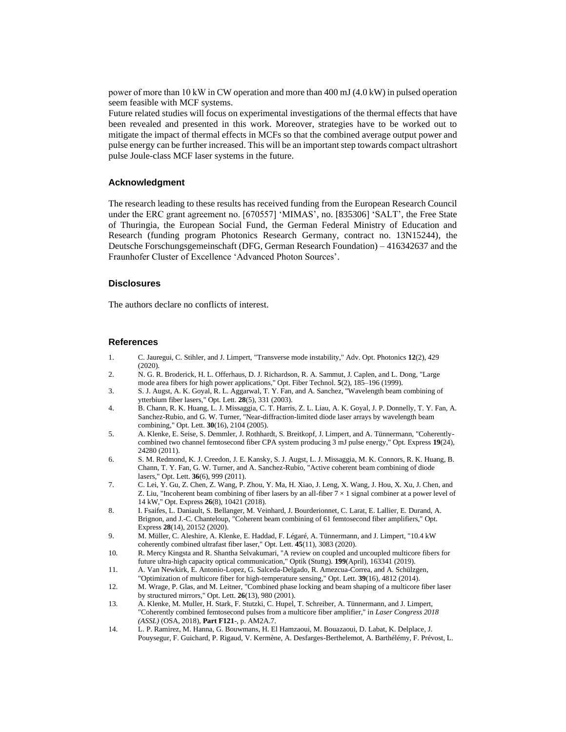power of more than 10 kW in CW operation and more than 400 mJ (4.0 kW) in pulsed operation seem feasible with MCF systems.

Future related studies will focus on experimental investigations of the thermal effects that have been revealed and presented in this work. Moreover, strategies have to be worked out to mitigate the impact of thermal effects in MCFs so that the combined average output power and pulse energy can be further increased. This will be an important step towards compact ultrashort pulse Joule-class MCF laser systems in the future.

### Acknowledgment

The research leading to these results has received funding from the European Research Council under the ERC grant agreement no. [670557] 'MIMAS', no. [835306] 'SALT', the Free State of Thuringia, the European Social Fund, the German Federal Ministry of Education and Research (funding program Photonics Research Germany, contract no. 13N15244), the Deutsche Forschungsgemeinschaft (DFG, German Research Foundation) – 416342637 and the Fraunhofer Cluster of Excellence 'Advanced Photon Sources'.

### Disclosures

The authors declare no conflicts of interest.

### References

1. C. Jauregui, C. Stihler, and J. Limpert, "Transverse mode instability," Adv. Opt. Photonics **12**(2), 429 (2020).
2. N. G. R. Broderick, H. L. Offerhaus, D. J. Richardson, R. A. Sammut, J. Caplen, and L. Dong, "Large mode area fibers for high power applications," Opt. Fiber Technol. **5**(2), 185–196 (1999).
3. S. J. Augst, A. K. Goyal, R. L. Aggarwal, T. Y. Fan, and A. Sanchez, "Wavelength beam combining of ytterbium fiber lasers," Opt. Lett. **28**(5), 331 (2003).
4. B. Chann, R. K. Huang, L. J. Missaggia, C. T. Harris, Z. L. Liau, A. K. Goyal, J. P. Donnelly, T. Y. Fan, A. Sanchez-Rubio, and G. W. Turner, "Near-diffraction-limited diode laser arrays by wavelength beam combining," Opt. Lett. **30**(16), 2104 (2005).
5. A. Klenke, E. Seise, S. Demmler, J. Rothhardt, S. Breitkopf, J. Limpert, and A. Tünnermann, "Coherently-combined two channel femtosecond fiber CPA system producing 3 mJ pulse energy," Opt. Express **19**(24), 24280 (2011).
6. S. M. Redmond, K. J. Creedon, J. E. Kansky, S. J. Augst, L. J. Missaggia, M. K. Connors, R. K. Huang, B. Chann, T. Y. Fan, G. W. Turner, and A. Sanchez-Rubio, "Active coherent beam combining of diode lasers," Opt. Lett. **36**(6), 999 (2011).
7. C. Lei, Y. Gu, Z. Chen, Z. Wang, P. Zhou, Y. Ma, H. Xiao, J. Leng, X. Wang, J. Hou, X. Xu, J. Chen, and Z. Liu, "Incoherent beam combining of fiber lasers by an all-fiber 7 × 1 signal combiner at a power level of 14 kW," Opt. Express **26**(8), 10421 (2018).
8. I. Fsaifes, L. Daniault, S. Bellanger, M. Veinhard, J. Bourderionnet, C. Larat, E. Lallier, E. Durand, A. Brignon, and J.-C. Chanteloup, "Coherent beam combining of 61 femtosecond fiber amplifiers," Opt. Express **28**(14), 20152 (2020).
9. M. Müller, C. Aleshire, A. Klenke, E. Haddad, F. Légaré, A. Tünnermann, and J. Limpert, "10.4 kW coherently combined ultrafast fiber laser," Opt. Lett. **45**(11), 3083 (2020).
10. R. Mercy Kingsta and R. Shantha Selvakumari, "A review on coupled and uncoupled multicore fibers for future ultra-high capacity optical communication," Optik (Stuttg). **199**(April), 163341 (2019).
11. A. Van Newkirk, E. Antonio-Lopez, G. Salceda-Delgado, R. Amezcua-Correa, and A. Schülzgen, "Optimization of multicore fiber for high-temperature sensing," Opt. Lett. **39**(16), 4812 (2014).
12. M. Wrage, P. Glas, and M. Leitner, "Combined phase locking and beam shaping of a multicore fiber laser by structured mirrors," Opt. Lett. **26**(13), 980 (2001).
13. A. Klenke, M. Muller, H. Stark, F. Stutzki, C. Hupel, T. Schreiber, A. Tünnermann, and J. Limpert, "Coherently combined femtosecond pulses from a multicore fiber amplifier," in *Laser Congress 2018 (ASSL)* (OSA, 2018), **Part F121-**, p. AM2A.7.
14. L. P. Ramirez, M. Hanna, G. Bouwmans, H. El Hamzaoui, M. Bouazaoui, D. Labat, K. Delplace, J. Pouysegur, F. Guichard, P. Rigaud, V. Kermène, A. Desfarges-Berthelemot, A. Barthélémy, F. Prévost, L.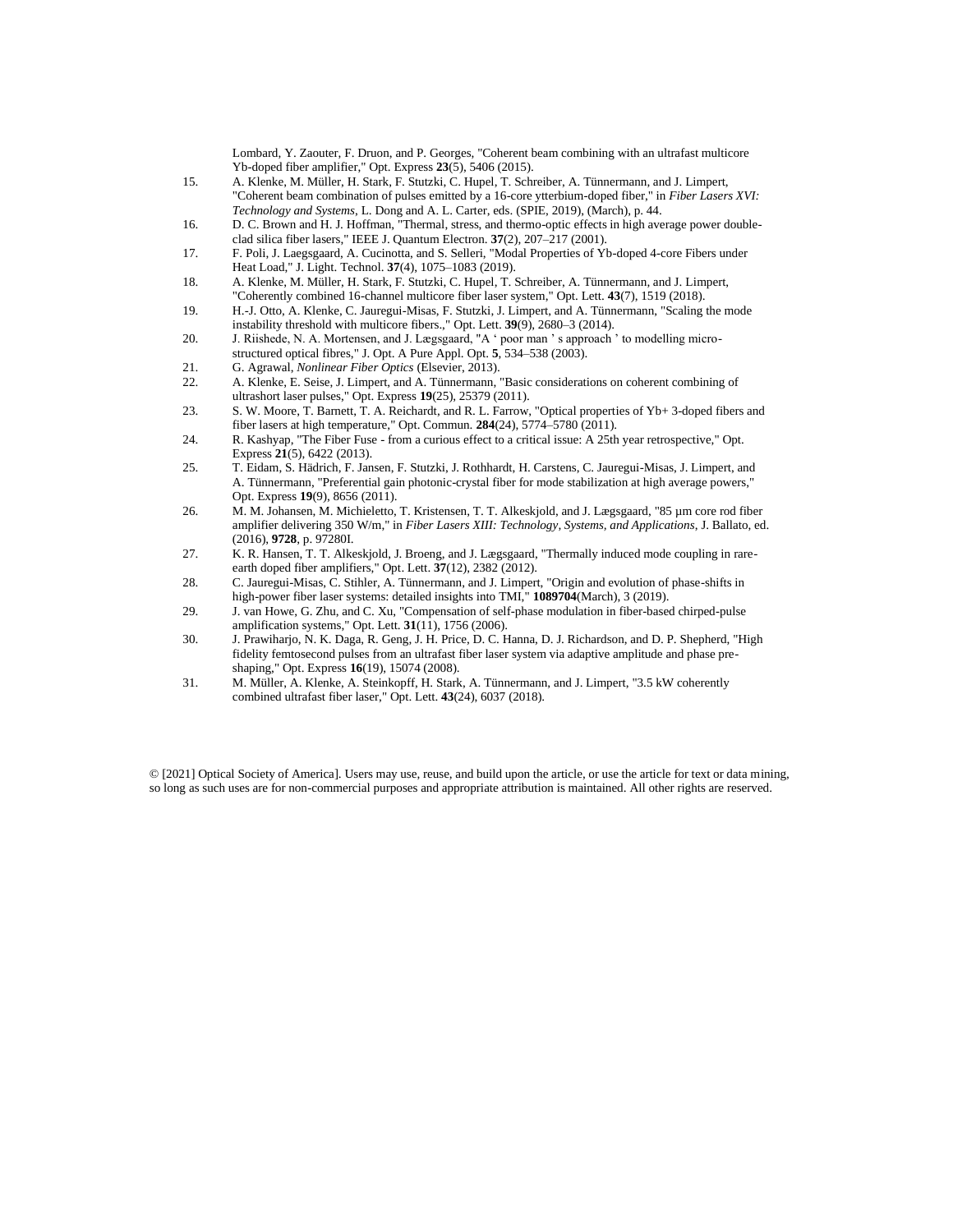Lombard, Y. Zaouter, F. Druon, and P. Georges, "Coherent beam combining with an ultrafast multicore Yb-doped fiber amplifier," Opt. Express **23**(5), 5406 (2015).

15. A. Klenke, M. Müller, H. Stark, F. Stutzki, C. Hupel, T. Schreiber, A. Tünnermann, and J. Limpert, "Coherent beam combination of pulses emitted by a 16-core ytterbium-doped fiber," in *Fiber Lasers XVI: Technology and Systems*, L. Dong and A. L. Carter, eds. (SPIE, 2019), (March), p. 44.
16. D. C. Brown and H. J. Hoffman, "Thermal, stress, and thermo-optic effects in high average power double-clad silica fiber lasers," IEEE J. Quantum Electron. **37**(2), 207–217 (2001).
17. F. Poli, J. Laegsgaard, A. Cucinotta, and S. Selleri, "Modal Properties of Yb-doped 4-core Fibers under Heat Load," J. Light. Technol. **37**(4), 1075–1083 (2019).
18. A. Klenke, M. Müller, H. Stark, F. Stutzki, C. Hupel, T. Schreiber, A. Tünnermann, and J. Limpert, "Coherently combined 16-channel multicore fiber laser system," Opt. Lett. **43**(7), 1519 (2018).
19. H.-J. Otto, A. Klenke, C. Jauregui-Misas, F. Stutzki, J. Limpert, and A. Tünnermann, "Scaling the mode instability threshold with multicore fibers.," Opt. Lett. **39**(9), 2680–3 (2014).
20. J. Riishede, N. A. Mortensen, and J. Lægsgaard, "A ' poor man ' s approach ' to modelling micro-structured optical fibres," J. Opt. A Pure Appl. Opt. **5**, 534–538 (2003).
21. G. Agrawal, *Nonlinear Fiber Optics* (Elsevier, 2013).
22. A. Klenke, E. Seise, J. Limpert, and A. Tünnermann, "Basic considerations on coherent combining of ultrashort laser pulses," Opt. Express **19**(25), 25379 (2011).
23. S. W. Moore, T. Barnett, T. A. Reichardt, and R. L. Farrow, "Optical properties of Yb+ 3-doped fibers and fiber lasers at high temperature," Opt. Commun. **284**(24), 5774–5780 (2011).
24. R. Kashyap, "The Fiber Fuse - from a curious effect to a critical issue: A 25th year retrospective," Opt. Express **21**(5), 6422 (2013).
25. T. Eidam, S. Hädrich, F. Jansen, F. Stutzki, J. Rothhardt, H. Carstens, C. Jauregui-Misas, J. Limpert, and A. Tünnermann, "Preferential gain photonic-crystal fiber for mode stabilization at high average powers," Opt. Express **19**(9), 8656 (2011).
26. M. M. Johansen, M. Michieletto, T. Kristensen, T. T. Alkeskjold, and J. Lægsgaard, "85 µm core rod fiber amplifier delivering 350 W/m," in *Fiber Lasers XIII: Technology, Systems, and Applications*, J. Ballato, ed. (2016), **9728**, p. 97280I.
27. K. R. Hansen, T. T. Alkeskjold, J. Broeng, and J. Lægsgaard, "Thermally induced mode coupling in rare-earth doped fiber amplifiers," Opt. Lett. **37**(12), 2382 (2012).
28. C. Jauregui-Misas, C. Stihler, A. Tünnermann, and J. Limpert, "Origin and evolution of phase-shifts in high-power fiber laser systems: detailed insights into TMI," **1089704**(March), 3 (2019).
29. J. van Howe, G. Zhu, and C. Xu, "Compensation of self-phase modulation in fiber-based chirped-pulse amplification systems," Opt. Lett. **31**(11), 1756 (2006).
30. J. Prawiharjo, N. K. Daga, R. Geng, J. H. Price, D. C. Hanna, D. J. Richardson, and D. P. Shepherd, "High fidelity femtosecond pulses from an ultrafast fiber laser system via adaptive amplitude and phase pre-shaping," Opt. Express **16**(19), 15074 (2008).
31. M. Müller, A. Klenke, A. Steinkopff, H. Stark, A. Tünnermann, and J. Limpert, "3.5 kW coherently combined ultrafast fiber laser," Opt. Lett. **43**(24), 6037 (2018).

© [2021] Optical Society of America]. Users may use, reuse, and build upon the article, or use the article for text or data mining, so long as such uses are for non-commercial purposes and appropriate attribution is maintained. All other rights are reserved.